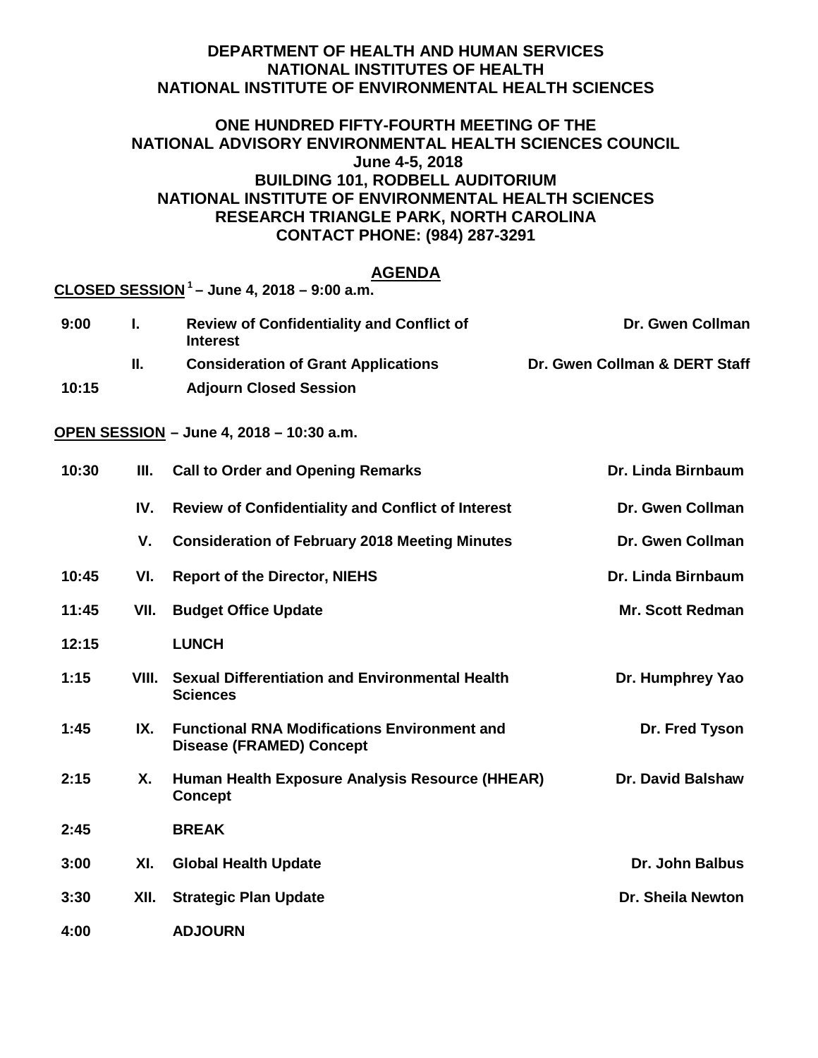**DEPARTMENT OF HEALTH AND HUMAN SERVICES**
**NATIONAL INSTITUTES OF HEALTH**
**NATIONAL INSTITUTE OF ENVIRONMENTAL HEALTH SCIENCES**

**ONE HUNDRED FIFTY-FOURTH MEETING OF THE**
**NATIONAL ADVISORY ENVIRONMENTAL HEALTH SCIENCES COUNCIL**
**June 4-5, 2018**
**BUILDING 101, RODBELL AUDITORIUM**
**NATIONAL INSTITUTE OF ENVIRONMENTAL HEALTH SCIENCES**
**RESEARCH TRIANGLE PARK, NORTH CAROLINA**
**CONTACT PHONE: (984) 287-3291**

## AGENDA

**CLOSED SESSION [1] – June 4, 2018 – 9:00 a.m.**

| | | | |
|---|---|---|---|
| **9:00** | **I.** | **Review of Confidentiality and Conflict of Interest** | **Dr. Gwen Collman** |
| | **II.** | **Consideration of Grant Applications** | **Dr. Gwen Collman & DERT Staff** |
| **10:15** | | **Adjourn Closed Session** | |

**OPEN SESSION – June 4, 2018 – 10:30 a.m.**

| | | | |
|---|---|---|---|
| **10:30** | **III.** | **Call to Order and Opening Remarks** | **Dr. Linda Birnbaum** |
| | **IV.** | **Review of Confidentiality and Conflict of Interest** | **Dr. Gwen Collman** |
| | **V.** | **Consideration of February 2018 Meeting Minutes** | **Dr. Gwen Collman** |
| **10:45** | **VI.** | **Report of the Director, NIEHS** | **Dr. Linda Birnbaum** |
| **11:45** | **VII.** | **Budget Office Update** | **Mr. Scott Redman** |
| **12:15** | | **LUNCH** | |
| **1:15** | **VIII.** | **Sexual Differentiation and Environmental Health Sciences** | **Dr. Humphrey Yao** |
| **1:45** | **IX.** | **Functional RNA Modifications Environment and Disease (FRAMED) Concept** | **Dr. Fred Tyson** |
| **2:15** | **X.** | **Human Health Exposure Analysis Resource (HHEAR) Concept** | **Dr. David Balshaw** |
| **2:45** | | **BREAK** | |
| **3:00** | **XI.** | **Global Health Update** | **Dr. John Balbus** |
| **3:30** | **XII.** | **Strategic Plan Update** | **Dr. Sheila Newton** |
| **4:00** | | **ADJOURN** | |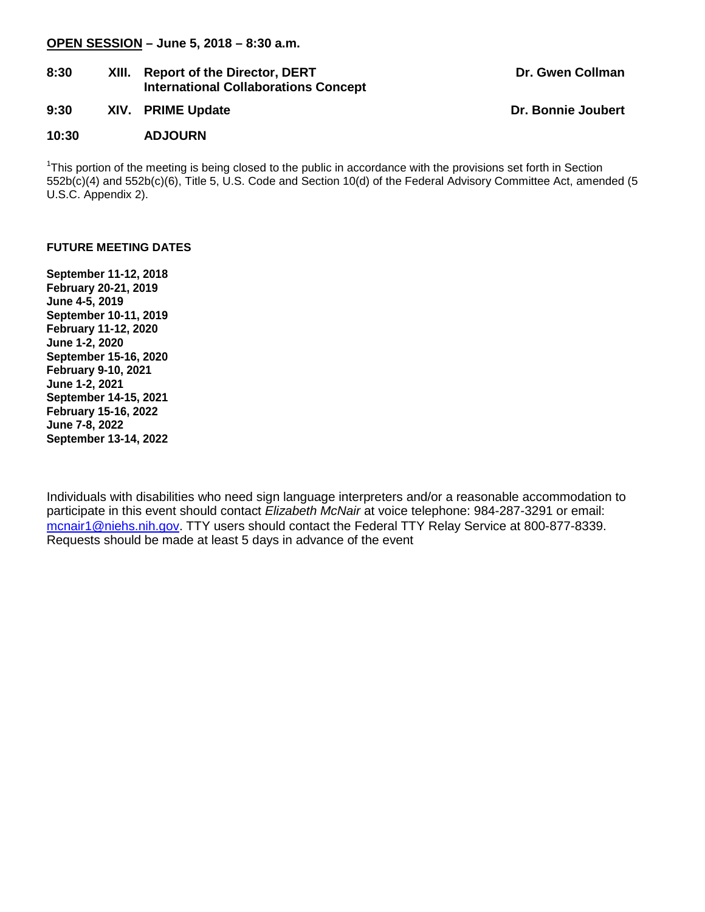**<u>OPEN SESSION</u> – June 5, 2018 – 8:30 a.m.**

| | | | |
|---|---|---|---|
| **8:30** | **XIII.** | **Report of the Director, DERT**<br>**International Collaborations Concept** | **Dr. Gwen Collman** |
| **9:30** | **XIV.** | **PRIME Update** | **Dr. Bonnie Joubert** |
| **10:30** | | **ADJOURN** | |

[1]This portion of the meeting is being closed to the public in accordance with the provisions set forth in Section 552b(c)(4) and 552b(c)(6), Title 5, U.S. Code and Section 10(d) of the Federal Advisory Committee Act, amended (5 U.S.C. Appendix 2).

**FUTURE MEETING DATES**

**September 11-12, 2018**
**February 20-21, 2019**
**June 4-5, 2019**
**September 10-11, 2019**
**February 11-12, 2020**
**June 1-2, 2020**
**September 15-16, 2020**
**February 9-10, 2021**
**June 1-2, 2021**
**September 14-15, 2021**
**February 15-16, 2022**
**June 7-8, 2022**
**September 13-14, 2022**

Individuals with disabilities who need sign language interpreters and/or a reasonable accommodation to participate in this event should contact *Elizabeth McNair* at voice telephone: 984-287-3291 or email: mcnair1@niehs.nih.gov. TTY users should contact the Federal TTY Relay Service at 800-877-8339. Requests should be made at least 5 days in advance of the event